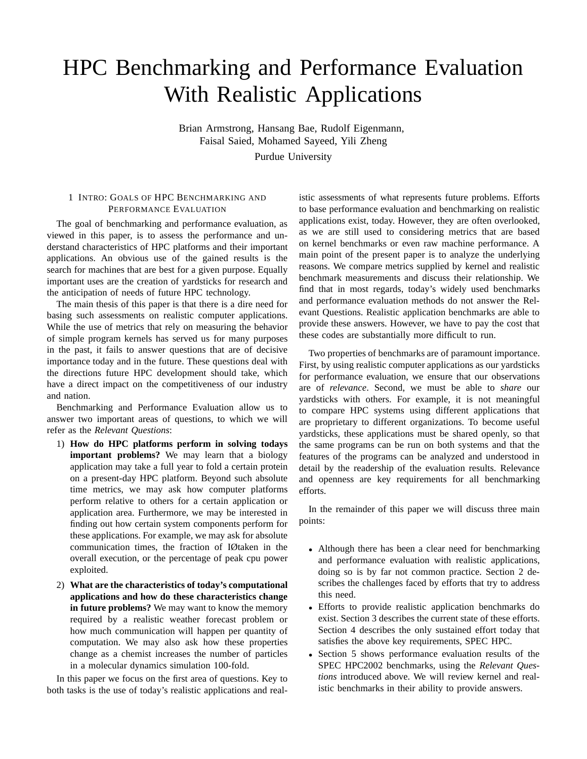# HPC Benchmarking and Performance Evaluation With Realistic Applications

Brian Armstrong, Hansang Bae, Rudolf Eigenmann, Faisal Saied, Mohamed Sayeed, Yili Zheng

Purdue University

## 1 Intro: Goals of HPC Benchmarking and Performance Evaluation

The goal of benchmarking and performance evaluation, as viewed in this paper, is to assess the performance and understand characteristics of HPC platforms and their important applications. An obvious use of the gained results is the search for machines that are best for a given purpose. Equally important uses are the creation of yardsticks for research and the anticipation of needs of future HPC technology.

The main thesis of this paper is that there is a dire need for basing such assessments on realistic computer applications. While the use of metrics that rely on measuring the behavior of simple program kernels has served us for many purposes in the past, it fails to answer questions that are of decisive importance today and in the future. These questions deal with the directions future HPC development should take, which have a direct impact on the competitiveness of our industry and nation.

Benchmarking and Performance Evaluation allow us to answer two important areas of questions, to which we will refer as the *Relevant Questions*:

1) **How do HPC platforms perform in solving todays important problems?** We may learn that a biology application may take a full year to fold a certain protein on a present-day HPC platform. Beyond such absolute time metrics, we may ask how computer platforms perform relative to others for a certain application or application area. Furthermore, we may be interested in finding out how certain system components perform for these applications. For example, we may ask for absolute communication times, the fraction of IØtaken in the overall execution, or the percentage of peak cpu power exploited.
2) **What are the characteristics of today's computational applications and how do these characteristics change in future problems?** We may want to know the memory required by a realistic weather forecast problem or how much communication will happen per quantity of computation. We may also ask how these properties change as a chemist increases the number of particles in a molecular dynamics simulation 100-fold.

In this paper we focus on the first area of questions. Key to both tasks is the use of today's realistic applications and realistic assessments of what represents future problems. Efforts to base performance evaluation and benchmarking on realistic applications exist, today. However, they are often overlooked, as we are still used to considering metrics that are based on kernel benchmarks or even raw machine performance. A main point of the present paper is to analyze the underlying reasons. We compare metrics supplied by kernel and realistic benchmark measurements and discuss their relationship. We find that in most regards, today's widely used benchmarks and performance evaluation methods do not answer the Relevant Questions. Realistic application benchmarks are able to provide these answers. However, we have to pay the cost that these codes are substantially more difficult to run.

Two properties of benchmarks are of paramount importance. First, by using realistic computer applications as our yardsticks for performance evaluation, we ensure that our observations are of *relevance*. Second, we must be able to *share* our yardsticks with others. For example, it is not meaningful to compare HPC systems using different applications that are proprietary to different organizations. To become useful yardsticks, these applications must be shared openly, so that the same programs can be run on both systems and that the features of the programs can be analyzed and understood in detail by the readership of the evaluation results. Relevance and openness are key requirements for all benchmarking efforts.

In the remainder of this paper we will discuss three main points:

- Although there has been a clear need for benchmarking and performance evaluation with realistic applications, doing so is by far not common practice. Section 2 describes the challenges faced by efforts that try to address this need.
- Efforts to provide realistic application benchmarks do exist. Section 3 describes the current state of these efforts. Section 4 describes the only sustained effort today that satisfies the above key requirements, SPEC HPC.
- Section 5 shows performance evaluation results of the SPEC HPC2002 benchmarks, using the *Relevant Questions* introduced above. We will review kernel and realistic benchmarks in their ability to provide answers.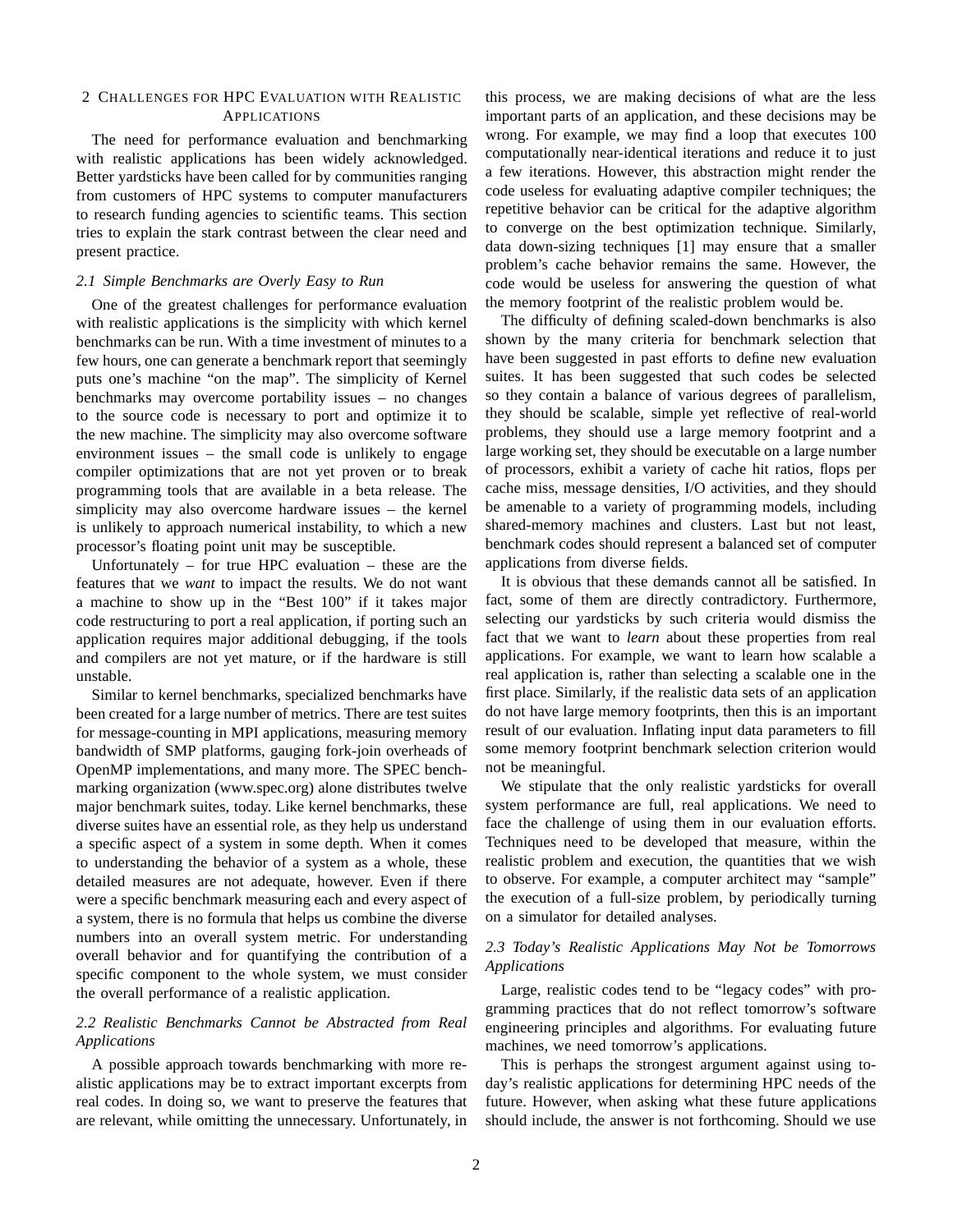## 2 Challenges for HPC Evaluation with Realistic Applications

The need for performance evaluation and benchmarking with realistic applications has been widely acknowledged. Better yardsticks have been called for by communities ranging from customers of HPC systems to computer manufacturers to research funding agencies to scientific teams. This section tries to explain the stark contrast between the clear need and present practice.

### 2.1 Simple Benchmarks are Overly Easy to Run

One of the greatest challenges for performance evaluation with realistic applications is the simplicity with which kernel benchmarks can be run. With a time investment of minutes to a few hours, one can generate a benchmark report that seemingly puts one's machine "on the map". The simplicity of Kernel benchmarks may overcome portability issues – no changes to the source code is necessary to port and optimize it to the new machine. The simplicity may also overcome software environment issues – the small code is unlikely to engage compiler optimizations that are not yet proven or to break programming tools that are available in a beta release. The simplicity may also overcome hardware issues – the kernel is unlikely to approach numerical instability, to which a new processor's floating point unit may be susceptible.

Unfortunately – for true HPC evaluation – these are the features that we *want* to impact the results. We do not want a machine to show up in the "Best 100" if it takes major code restructuring to port a real application, if porting such an application requires major additional debugging, if the tools and compilers are not yet mature, or if the hardware is still unstable.

Similar to kernel benchmarks, specialized benchmarks have been created for a large number of metrics. There are test suites for message-counting in MPI applications, measuring memory bandwidth of SMP platforms, gauging fork-join overheads of OpenMP implementations, and many more. The SPEC benchmarking organization (www.spec.org) alone distributes twelve major benchmark suites, today. Like kernel benchmarks, these diverse suites have an essential role, as they help us understand a specific aspect of a system in some depth. When it comes to understanding the behavior of a system as a whole, these detailed measures are not adequate, however. Even if there were a specific benchmark measuring each and every aspect of a system, there is no formula that helps us combine the diverse numbers into an overall system metric. For understanding overall behavior and for quantifying the contribution of a specific component to the whole system, we must consider the overall performance of a realistic application.

### 2.2 Realistic Benchmarks Cannot be Abstracted from Real Applications

A possible approach towards benchmarking with more realistic applications may be to extract important excerpts from real codes. In doing so, we want to preserve the features that are relevant, while omitting the unnecessary. Unfortunately, in this process, we are making decisions of what are the less important parts of an application, and these decisions may be wrong. For example, we may find a loop that executes 100 computationally near-identical iterations and reduce it to just a few iterations. However, this abstraction might render the code useless for evaluating adaptive compiler techniques; the repetitive behavior can be critical for the adaptive algorithm to converge on the best optimization technique. Similarly, data down-sizing techniques [1] may ensure that a smaller problem's cache behavior remains the same. However, the code would be useless for answering the question of what the memory footprint of the realistic problem would be.

The difficulty of defining scaled-down benchmarks is also shown by the many criteria for benchmark selection that have been suggested in past efforts to define new evaluation suites. It has been suggested that such codes be selected so they contain a balance of various degrees of parallelism, they should be scalable, simple yet reflective of real-world problems, they should use a large memory footprint and a large working set, they should be executable on a large number of processors, exhibit a variety of cache hit ratios, flops per cache miss, message densities, I/O activities, and they should be amenable to a variety of programming models, including shared-memory machines and clusters. Last but not least, benchmark codes should represent a balanced set of computer applications from diverse fields.

It is obvious that these demands cannot all be satisfied. In fact, some of them are directly contradictory. Furthermore, selecting our yardsticks by such criteria would dismiss the fact that we want to *learn* about these properties from real applications. For example, we want to learn how scalable a real application is, rather than selecting a scalable one in the first place. Similarly, if the realistic data sets of an application do not have large memory footprints, then this is an important result of our evaluation. Inflating input data parameters to fill some memory footprint benchmark selection criterion would not be meaningful.

We stipulate that the only realistic yardsticks for overall system performance are full, real applications. We need to face the challenge of using them in our evaluation efforts. Techniques need to be developed that measure, within the realistic problem and execution, the quantities that we wish to observe. For example, a computer architect may "sample" the execution of a full-size problem, by periodically turning on a simulator for detailed analyses.

### 2.3 Today's Realistic Applications May Not be Tomorrows Applications

Large, realistic codes tend to be "legacy codes" with programming practices that do not reflect tomorrow's software engineering principles and algorithms. For evaluating future machines, we need tomorrow's applications.

This is perhaps the strongest argument against using today's realistic applications for determining HPC needs of the future. However, when asking what these future applications should include, the answer is not forthcoming. Should we use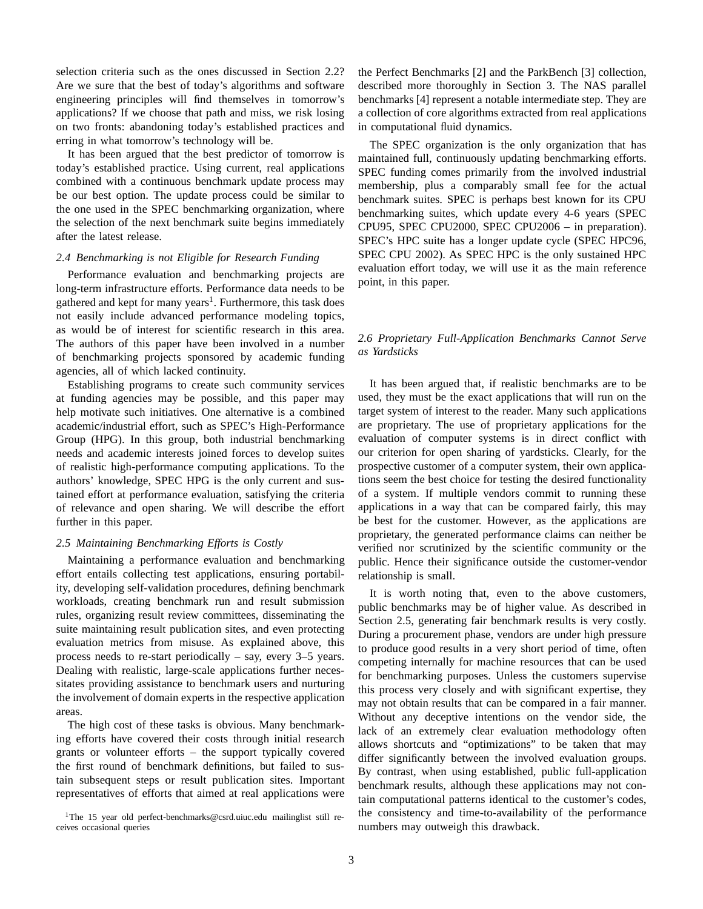selection criteria such as the ones discussed in Section 2.2? Are we sure that the best of today's algorithms and software engineering principles will find themselves in tomorrow's applications? If we choose that path and miss, we risk losing on two fronts: abandoning today's established practices and erring in what tomorrow's technology will be.

It has been argued that the best predictor of tomorrow is today's established practice. Using current, real applications combined with a continuous benchmark update process may be our best option. The update process could be similar to the one used in the SPEC benchmarking organization, where the selection of the next benchmark suite begins immediately after the latest release.

### *2.4 Benchmarking is not Eligible for Research Funding*

Performance evaluation and benchmarking projects are long-term infrastructure efforts. Performance data needs to be gathered and kept for many years[1]. Furthermore, this task does not easily include advanced performance modeling topics, as would be of interest for scientific research in this area. The authors of this paper have been involved in a number of benchmarking projects sponsored by academic funding agencies, all of which lacked continuity.

Establishing programs to create such community services at funding agencies may be possible, and this paper may help motivate such initiatives. One alternative is a combined academic/industrial effort, such as SPEC's High-Performance Group (HPG). In this group, both industrial benchmarking needs and academic interests joined forces to develop suites of realistic high-performance computing applications. To the authors' knowledge, SPEC HPG is the only current and sustained effort at performance evaluation, satisfying the criteria of relevance and open sharing. We will describe the effort further in this paper.

### *2.5 Maintaining Benchmarking Efforts is Costly*

Maintaining a performance evaluation and benchmarking effort entails collecting test applications, ensuring portability, developing self-validation procedures, defining benchmark workloads, creating benchmark run and result submission rules, organizing result review committees, disseminating the suite maintaining result publication sites, and even protecting evaluation metrics from misuse. As explained above, this process needs to re-start periodically – say, every 3–5 years. Dealing with realistic, large-scale applications further necessitates providing assistance to benchmark users and nurturing the involvement of domain experts in the respective application areas.

The high cost of these tasks is obvious. Many benchmarking efforts have covered their costs through initial research grants or volunteer efforts – the support typically covered the first round of benchmark definitions, but failed to sustain subsequent steps or result publication sites. Important representatives of efforts that aimed at real applications were the Perfect Benchmarks [2] and the ParkBench [3] collection, described more thoroughly in Section 3. The NAS parallel benchmarks [4] represent a notable intermediate step. They are a collection of core algorithms extracted from real applications in computational fluid dynamics.

The SPEC organization is the only organization that has maintained full, continuously updating benchmarking efforts. SPEC funding comes primarily from the involved industrial membership, plus a comparably small fee for the actual benchmark suites. SPEC is perhaps best known for its CPU benchmarking suites, which update every 4-6 years (SPEC CPU95, SPEC CPU2000, SPEC CPU2006 – in preparation). SPEC's HPC suite has a longer update cycle (SPEC HPC96, SPEC CPU 2002). As SPEC HPC is the only sustained HPC evaluation effort today, we will use it as the main reference point, in this paper.

### *2.6 Proprietary Full-Application Benchmarks Cannot Serve as Yardsticks*

It has been argued that, if realistic benchmarks are to be used, they must be the exact applications that will run on the target system of interest to the reader. Many such applications are proprietary. The use of proprietary applications for the evaluation of computer systems is in direct conflict with our criterion for open sharing of yardsticks. Clearly, for the prospective customer of a computer system, their own applications seem the best choice for testing the desired functionality of a system. If multiple vendors commit to running these applications in a way that can be compared fairly, this may be best for the customer. However, as the applications are proprietary, the generated performance claims can neither be verified nor scrutinized by the scientific community or the public. Hence their significance outside the customer-vendor relationship is small.

It is worth noting that, even to the above customers, public benchmarks may be of higher value. As described in Section 2.5, generating fair benchmark results is very costly. During a procurement phase, vendors are under high pressure to produce good results in a very short period of time, often competing internally for machine resources that can be used for benchmarking purposes. Unless the customers supervise this process very closely and with significant expertise, they may not obtain results that can be compared in a fair manner. Without any deceptive intentions on the vendor side, the lack of an extremely clear evaluation methodology often allows shortcuts and "optimizations" to be taken that may differ significantly between the involved evaluation groups. By contrast, when using established, public full-application benchmark results, although these applications may not contain computational patterns identical to the customer's codes, the consistency and time-to-availability of the performance numbers may outweigh this drawback.

[1] The 15 year old perfect-benchmarks@csrd.uiuc.edu mailinglist still receives occasional queries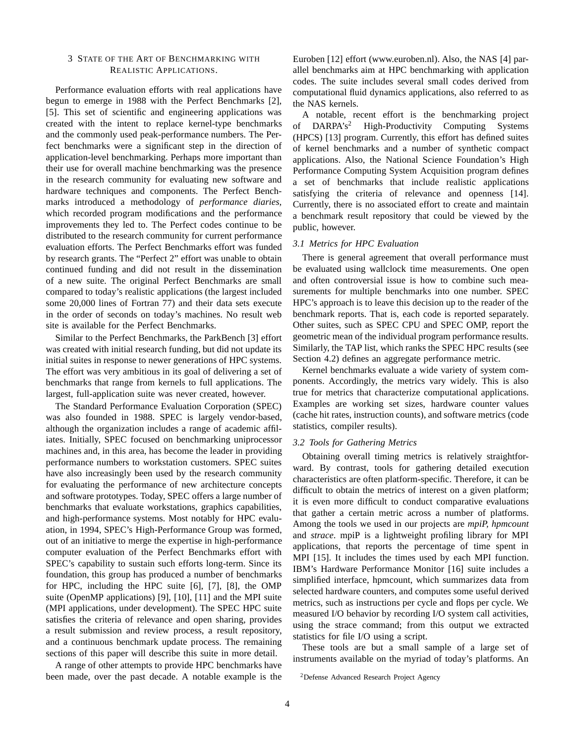## 3 State of the Art of Benchmarking with Realistic Applications.

Performance evaluation efforts with real applications have begun to emerge in 1988 with the Perfect Benchmarks [2], [5]. This set of scientific and engineering applications was created with the intent to replace kernel-type benchmarks and the commonly used peak-performance numbers. The Perfect benchmarks were a significant step in the direction of application-level benchmarking. Perhaps more important than their use for overall machine benchmarking was the presence in the research community for evaluating new software and hardware techniques and components. The Perfect Benchmarks introduced a methodology of *performance diaries*, which recorded program modifications and the performance improvements they led to. The Perfect codes continue to be distributed to the research community for current performance evaluation efforts. The Perfect Benchmarks effort was funded by research grants. The "Perfect 2" effort was unable to obtain continued funding and did not result in the dissemination of a new suite. The original Perfect Benchmarks are small compared to today's realistic applications (the largest included some 20,000 lines of Fortran 77) and their data sets execute in the order of seconds on today's machines. No result web site is available for the Perfect Benchmarks.

Similar to the Perfect Benchmarks, the ParkBench [3] effort was created with initial research funding, but did not update its initial suites in response to newer generations of HPC systems. The effort was very ambitious in its goal of delivering a set of benchmarks that range from kernels to full applications. The largest, full-application suite was never created, however.

The Standard Performance Evaluation Corporation (SPEC) was also founded in 1988. SPEC is largely vendor-based, although the organization includes a range of academic affiliates. Initially, SPEC focused on benchmarking uniprocessor machines and, in this area, has become the leader in providing performance numbers to workstation customers. SPEC suites have also increasingly been used by the research community for evaluating the performance of new architecture concepts and software prototypes. Today, SPEC offers a large number of benchmarks that evaluate workstations, graphics capabilities, and high-performance systems. Most notably for HPC evaluation, in 1994, SPEC's High-Performance Group was formed, out of an initiative to merge the expertise in high-performance computer evaluation of the Perfect Benchmarks effort with SPEC's capability to sustain such efforts long-term. Since its foundation, this group has produced a number of benchmarks for HPC, including the HPC suite [6], [7], [8], the OMP suite (OpenMP applications) [9], [10], [11] and the MPI suite (MPI applications, under development). The SPEC HPC suite satisfies the criteria of relevance and open sharing, provides a result submission and review process, a result repository, and a continuous benchmark update process. The remaining sections of this paper will describe this suite in more detail.

A range of other attempts to provide HPC benchmarks have been made, over the past decade. A notable example is the Euroben [12] effort (www.euroben.nl). Also, the NAS [4] parallel benchmarks aim at HPC benchmarking with application codes. The suite includes several small codes derived from computational fluid dynamics applications, also referred to as the NAS kernels.

A notable, recent effort is the benchmarking project of DARPA's[2] High-Productivity Computing Systems (HPCS) [13] program. Currently, this effort has defined suites of kernel benchmarks and a number of synthetic compact applications. Also, the National Science Foundation's High Performance Computing System Acquisition program defines a set of benchmarks that include realistic applications satisfying the criteria of relevance and openness [14]. Currently, there is no associated effort to create and maintain a benchmark result repository that could be viewed by the public, however.

### 3.1 Metrics for HPC Evaluation

There is general agreement that overall performance must be evaluated using wallclock time measurements. One open and often controversial issue is how to combine such measurements for multiple benchmarks into one number. SPEC HPC's approach is to leave this decision up to the reader of the benchmark reports. That is, each code is reported separately. Other suites, such as SPEC CPU and SPEC OMP, report the geometric mean of the individual program performance results. Similarly, the TAP list, which ranks the SPEC HPC results (see Section 4.2) defines an aggregate performance metric.

Kernel benchmarks evaluate a wide variety of system components. Accordingly, the metrics vary widely. This is also true for metrics that characterize computational applications. Examples are working set sizes, hardware counter values (cache hit rates, instruction counts), and software metrics (code statistics, compiler results).

### 3.2 Tools for Gathering Metrics

Obtaining overall timing metrics is relatively straightforward. By contrast, tools for gathering detailed execution characteristics are often platform-specific. Therefore, it can be difficult to obtain the metrics of interest on a given platform; it is even more difficult to conduct comparative evaluations that gather a certain metric across a number of platforms. Among the tools we used in our projects are *mpiP*, *hpmcount* and *strace*. mpiP is a lightweight profiling library for MPI applications, that reports the percentage of time spent in MPI [15]. It includes the times used by each MPI function. IBM's Hardware Performance Monitor [16] suite includes a simplified interface, hpmcount, which summarizes data from selected hardware counters, and computes some useful derived metrics, such as instructions per cycle and flops per cycle. We measured I/O behavior by recording I/O system call activities, using the strace command; from this output we extracted statistics for file I/O using a script.

These tools are but a small sample of a large set of instruments available on the myriad of today's platforms. An

[2] Defense Advanced Research Project Agency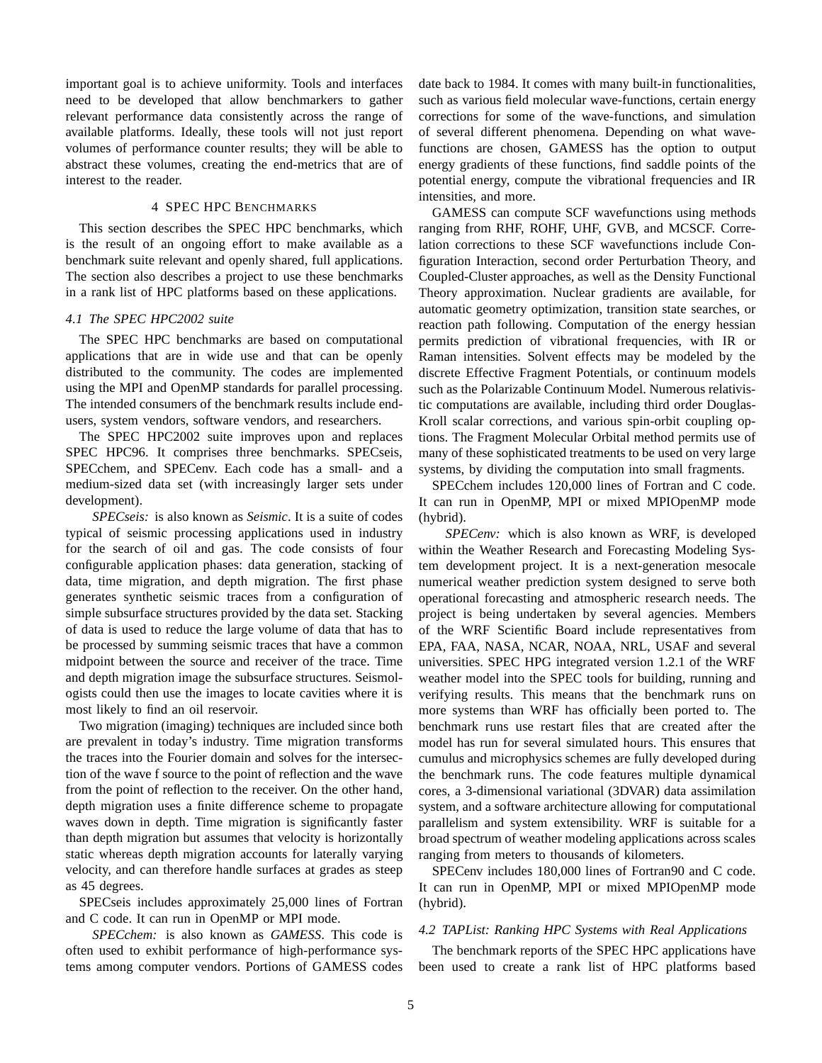important goal is to achieve uniformity. Tools and interfaces need to be developed that allow benchmarkers to gather relevant performance data consistently across the range of available platforms. Ideally, these tools will not just report volumes of performance counter results; they will be able to abstract these volumes, creating the end-metrics that are of interest to the reader.

## 4 SPEC HPC Benchmarks

This section describes the SPEC HPC benchmarks, which is the result of an ongoing effort to make available as a benchmark suite relevant and openly shared, full applications. The section also describes a project to use these benchmarks in a rank list of HPC platforms based on these applications.

### 4.1 The SPEC HPC2002 suite

The SPEC HPC benchmarks are based on computational applications that are in wide use and that can be openly distributed to the community. The codes are implemented using the MPI and OpenMP standards for parallel processing. The intended consumers of the benchmark results include end-users, system vendors, software vendors, and researchers.

The SPEC HPC2002 suite improves upon and replaces SPEC HPC96. It comprises three benchmarks. SPECseis, SPECchem, and SPECenv. Each code has a small- and a medium-sized data set (with increasingly larger sets under development).

*SPECseis:* is also known as *Seismic*. It is a suite of codes typical of seismic processing applications used in industry for the search of oil and gas. The code consists of four configurable application phases: data generation, stacking of data, time migration, and depth migration. The first phase generates synthetic seismic traces from a configuration of simple subsurface structures provided by the data set. Stacking of data is used to reduce the large volume of data that has to be processed by summing seismic traces that have a common midpoint between the source and receiver of the trace. Time and depth migration image the subsurface structures. Seismologists could then use the images to locate cavities where it is most likely to find an oil reservoir.

Two migration (imaging) techniques are included since both are prevalent in today's industry. Time migration transforms the traces into the Fourier domain and solves for the intersection of the wave f source to the point of reflection and the wave from the point of reflection to the receiver. On the other hand, depth migration uses a finite difference scheme to propagate waves down in depth. Time migration is significantly faster than depth migration but assumes that velocity is horizontally static whereas depth migration accounts for laterally varying velocity, and can therefore handle surfaces at grades as steep as 45 degrees.

SPECseis includes approximately 25,000 lines of Fortran and C code. It can run in OpenMP or MPI mode.

*SPECchem:* is also known as *GAMESS*. This code is often used to exhibit performance of high-performance systems among computer vendors. Portions of GAMESS codes date back to 1984. It comes with many built-in functionalities, such as various field molecular wave-functions, certain energy corrections for some of the wave-functions, and simulation of several different phenomena. Depending on what wave-functions are chosen, GAMESS has the option to output energy gradients of these functions, find saddle points of the potential energy, compute the vibrational frequencies and IR intensities, and more.

GAMESS can compute SCF wavefunctions using methods ranging from RHF, ROHF, UHF, GVB, and MCSCF. Correlation corrections to these SCF wavefunctions include Configuration Interaction, second order Perturbation Theory, and Coupled-Cluster approaches, as well as the Density Functional Theory approximation. Nuclear gradients are available, for automatic geometry optimization, transition state searches, or reaction path following. Computation of the energy hessian permits prediction of vibrational frequencies, with IR or Raman intensities. Solvent effects may be modeled by the discrete Effective Fragment Potentials, or continuum models such as the Polarizable Continuum Model. Numerous relativistic computations are available, including third order Douglas-Kroll scalar corrections, and various spin-orbit coupling options. The Fragment Molecular Orbital method permits use of many of these sophisticated treatments to be used on very large systems, by dividing the computation into small fragments.

SPECchem includes 120,000 lines of Fortran and C code. It can run in OpenMP, MPI or mixed MPIOpenMP mode (hybrid).

*SPECenv:* which is also known as WRF, is developed within the Weather Research and Forecasting Modeling System development project. It is a next-generation mesocale numerical weather prediction system designed to serve both operational forecasting and atmospheric research needs. The project is being undertaken by several agencies. Members of the WRF Scientific Board include representatives from EPA, FAA, NASA, NCAR, NOAA, NRL, USAF and several universities. SPEC HPG integrated version 1.2.1 of the WRF weather model into the SPEC tools for building, running and verifying results. This means that the benchmark runs on more systems than WRF has officially been ported to. The benchmark runs use restart files that are created after the model has run for several simulated hours. This ensures that cumulus and microphysics schemes are fully developed during the benchmark runs. The code features multiple dynamical cores, a 3-dimensional variational (3DVAR) data assimilation system, and a software architecture allowing for computational parallelism and system extensibility. WRF is suitable for a broad spectrum of weather modeling applications across scales ranging from meters to thousands of kilometers.

SPECenv includes 180,000 lines of Fortran90 and C code. It can run in OpenMP, MPI or mixed MPIOpenMP mode (hybrid).

### 4.2 TAPList: Ranking HPC Systems with Real Applications

The benchmark reports of the SPEC HPC applications have been used to create a rank list of HPC platforms based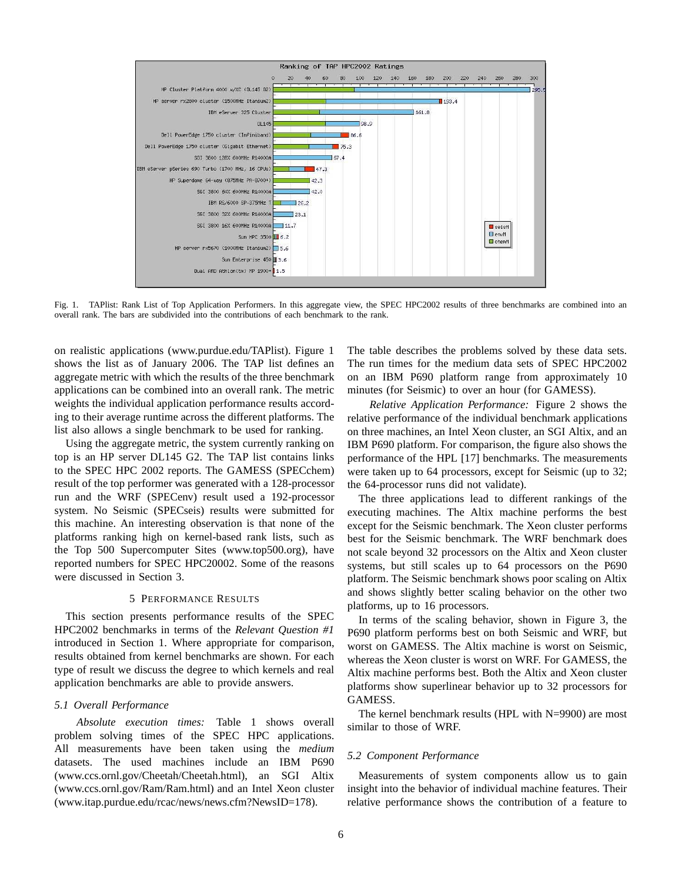Fig. 1. TAPlist: Rank List of Top Application Performers. In this aggregate view, the SPEC HPC2002 results of three benchmarks are combined into an overall rank. The bars are subdivided into the contributions of each benchmark to the rank.

on realistic applications (www.purdue.edu/TAPlist). Figure 1 shows the list as of January 2006. The TAP list defines an aggregate metric with which the results of the three benchmark applications can be combined into an overall rank. The metric weights the individual application performance results according to their average runtime across the different platforms. The list also allows a single benchmark to be used for ranking.

Using the aggregate metric, the system currently ranking on top is an HP server DL145 G2. The TAP list contains links to the SPEC HPC 2002 reports. The GAMESS (SPECchem) result of the top performer was generated with a 128-processor run and the WRF (SPECenv) result used a 192-processor system. No Seismic (SPECseis) results were submitted for this machine. An interesting observation is that none of the platforms ranking high on kernel-based rank lists, such as the Top 500 Supercomputer Sites (www.top500.org), have reported numbers for SPEC HPC20002. Some of the reasons were discussed in Section 3.

## 5 Performance Results

This section presents performance results of the SPEC HPC2002 benchmarks in terms of the *Relevant Question #1* introduced in Section 1. Where appropriate for comparison, results obtained from kernel benchmarks are shown. For each type of result we discuss the degree to which kernels and real application benchmarks are able to provide answers.

### 5.1 Overall Performance

*Absolute execution times:* Table 1 shows overall problem solving times of the SPEC HPC applications. All measurements have been taken using the *medium* datasets. The used machines include an IBM P690 (www.ccs.ornl.gov/Cheetah/Cheetah.html), an SGI Altix (www.ccs.ornl.gov/Ram/Ram.html) and an Intel Xeon cluster (www.itap.purdue.edu/rcac/news/news.cfm?NewsID=178). The table describes the problems solved by these data sets. The run times for the medium data sets of SPEC HPC2002 on an IBM P690 platform range from approximately 10 minutes (for Seismic) to over an hour (for GAMESS).

*Relative Application Performance:* Figure 2 shows the relative performance of the individual benchmark applications on three machines, an Intel Xeon cluster, an SGI Altix, and an IBM P690 platform. For comparison, the figure also shows the performance of the HPL [17] benchmarks. The measurements were taken up to 64 processors, except for Seismic (up to 32; the 64-processor runs did not validate).

The three applications lead to different rankings of the executing machines. The Altix machine performs the best except for the Seismic benchmark. The Xeon cluster performs best for the Seismic benchmark. The WRF benchmark does not scale beyond 32 processors on the Altix and Xeon cluster systems, but still scales up to 64 processors on the P690 platform. The Seismic benchmark shows poor scaling on Altix and shows slightly better scaling behavior on the other two platforms, up to 16 processors.

In terms of the scaling behavior, shown in Figure 3, the P690 platform performs best on both Seismic and WRF, but worst on GAMESS. The Altix machine is worst on Seismic, whereas the Xeon cluster is worst on WRF. For GAMESS, the Altix machine performs best. Both the Altix and Xeon cluster platforms show superlinear behavior up to 32 processors for GAMESS.

The kernel benchmark results (HPL with N=9900) are most similar to those of WRF.

### 5.2 Component Performance

Measurements of system components allow us to gain insight into the behavior of individual machine features. Their relative performance shows the contribution of a feature to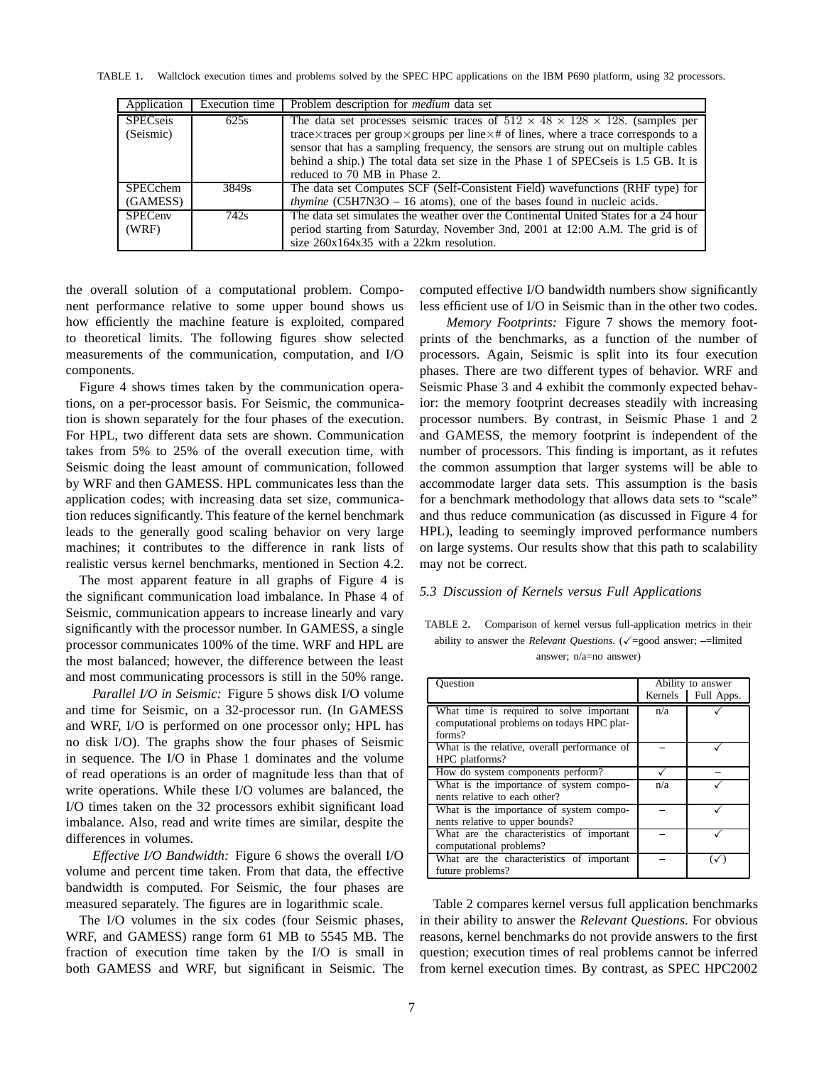TABLE 1. Wallclock execution times and problems solved by the SPEC HPC applications on the IBM P690 platform, using 32 processors.

| Application | Execution time | Problem description for *medium* data set |
|---|---|---|
| SPECseis (Seismic) | 625s | The data set processes seismic traces of $512 \times 48 \times 128 \times 128$. (samples per trace×traces per group×groups per line×# of lines, where a trace corresponds to a sensor that has a sampling frequency, the sensors are strung out on multiple cables behind a ship.) The total data set size in the Phase 1 of SPECseis is 1.5 GB. It is reduced to 70 MB in Phase 2. |
| SPECchem (GAMESS) | 3849s | The data set Computes SCF (Self-Consistent Field) wavefunctions (RHF type) for *thymine* ($C_5H_7N_3O$ – 16 atoms), one of the bases found in nucleic acids. |
| SPECenv (WRF) | 742s | The data set simulates the weather over the Continental United States for a 24 hour period starting from Saturday, November 3nd, 2001 at 12:00 A.M. The grid is of size 260x164x35 with a 22km resolution. |

the overall solution of a computational problem. Component performance relative to some upper bound shows us how efficiently the machine feature is exploited, compared to theoretical limits. The following figures show selected measurements of the communication, computation, and I/O components.

Figure 4 shows times taken by the communication operations, on a per-processor basis. For Seismic, the communication is shown separately for the four phases of the execution. For HPL, two different data sets are shown. Communication takes from 5% to 25% of the overall execution time, with Seismic doing the least amount of communication, followed by WRF and then GAMESS. HPL communicates less than the application codes; with increasing data set size, communication reduces significantly. This feature of the kernel benchmark leads to the generally good scaling behavior on very large machines; it contributes to the difference in rank lists of realistic versus kernel benchmarks, mentioned in Section 4.2.

The most apparent feature in all graphs of Figure 4 is the significant communication load imbalance. In Phase 4 of Seismic, communication appears to increase linearly and vary significantly with the processor number. In GAMESS, a single processor communicates 100% of the time. WRF and HPL are the most balanced; however, the difference between the least and most communicating processors is still in the 50% range.

*Parallel I/O in Seismic:* Figure 5 shows disk I/O volume and time for Seismic, on a 32-processor run. (In GAMESS and WRF, I/O is performed on one processor only; HPL has no disk I/O). The graphs show the four phases of Seismic in sequence. The I/O in Phase 1 dominates and the volume of read operations is an order of magnitude less than that of write operations. While these I/O volumes are balanced, the I/O times taken on the 32 processors exhibit significant load imbalance. Also, read and write times are similar, despite the differences in volumes.

*Effective I/O Bandwidth:* Figure 6 shows the overall I/O volume and percent time taken. From that data, the effective bandwidth is computed. For Seismic, the four phases are measured separately. The figures are in logarithmic scale.

The I/O volumes in the six codes (four Seismic phases, WRF, and GAMESS) range form 61 MB to 5545 MB. The fraction of execution time taken by the I/O is small in both GAMESS and WRF, but significant in Seismic. The computed effective I/O bandwidth numbers show significantly less efficient use of I/O in Seismic than in the other two codes.

*Memory Footprints:* Figure 7 shows the memory footprints of the benchmarks, as a function of the number of processors. Again, Seismic is split into its four execution phases. There are two different types of behavior. WRF and Seismic Phase 3 and 4 exhibit the commonly expected behavior: the memory footprint decreases steadily with increasing processor numbers. By contrast, in Seismic Phase 1 and 2 and GAMESS, the memory footprint is independent of the number of processors. This finding is important, as it refutes the common assumption that larger systems will be able to accommodate larger data sets. This assumption is the basis for a benchmark methodology that allows data sets to "scale" and thus reduce communication (as discussed in Figure 4 for HPL), leading to seemingly improved performance numbers on large systems. Our results show that this path to scalability may not be correct.

### 5.3 Discussion of Kernels versus Full Applications

TABLE 2. Comparison of kernel versus full-application metrics in their ability to answer the *Relevant Questions*. (✓=good answer; –=limited answer; n/a=no answer)

| Question | Ability to answer | |
|---|---|---|
| | Kernels | Full Apps. |
| What time is required to solve important computational problems on todays HPC platforms? | n/a | ✓ |
| What is the relative, overall performance of HPC platforms? | – | ✓ |
| How do system components perform? | ✓ | – |
| What is the importance of system components relative to each other? | n/a | ✓ |
| What is the importance of system components relative to upper bounds? | – | ✓ |
| What are the characteristics of important computational problems? | – | ✓ |
| What are the characteristics of important future problems? | – | (✓) |

Table 2 compares kernel versus full application benchmarks in their ability to answer the *Relevant Questions*. For obvious reasons, kernel benchmarks do not provide answers to the first question; execution times of real problems cannot be inferred from kernel execution times. By contrast, as SPEC HPC2002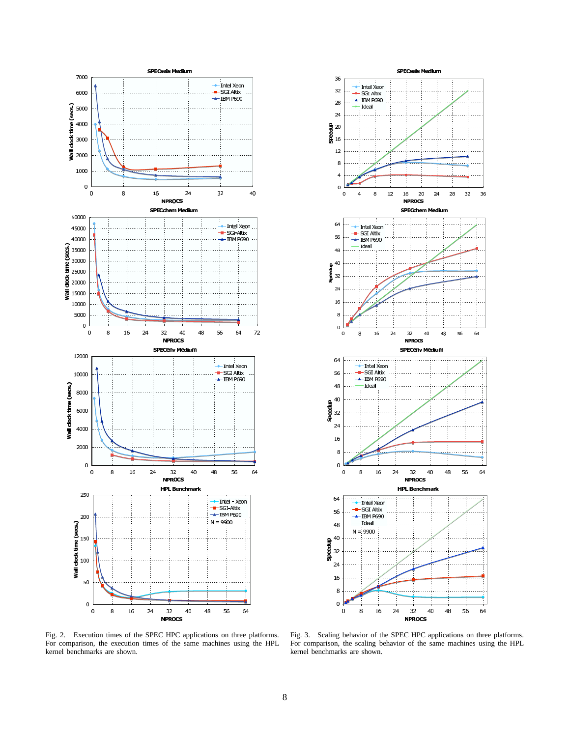Fig. 2. Execution times of the SPEC HPC applications on three platforms. For comparison, the execution times of the same machines using the HPL kernel benchmarks are shown.

Fig. 3. Scaling behavior of the SPEC HPC applications on three platforms. For comparison, the scaling behavior of the same machines using the HPL kernel benchmarks are shown.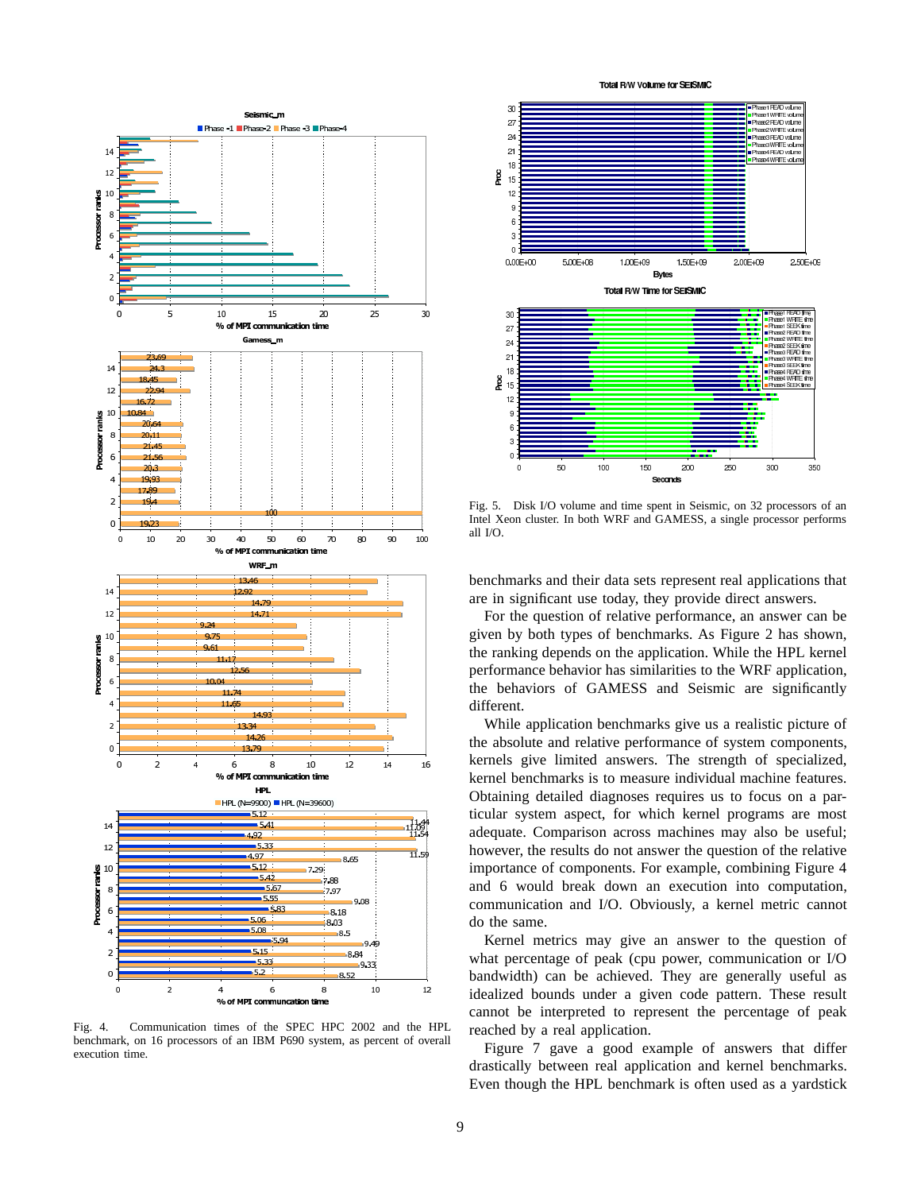Fig. 4. Communication times of the SPEC HPC 2002 and the HPL benchmark, on 16 processors of an IBM P690 system, as percent of overall execution time.

Fig. 5. Disk I/O volume and time spent in Seismic, on 32 processors of an Intel Xeon cluster. In both WRF and GAMESS, a single processor performs all I/O.

benchmarks and their data sets represent real applications that are in significant use today, they provide direct answers.

For the question of relative performance, an answer can be given by both types of benchmarks. As Figure 2 has shown, the ranking depends on the application. While the HPL kernel performance behavior has similarities to the WRF application, the behaviors of GAMESS and Seismic are significantly different.

While application benchmarks give us a realistic picture of the absolute and relative performance of system components, kernels give limited answers. The strength of specialized, kernel benchmarks is to measure individual machine features. Obtaining detailed diagnoses requires us to focus on a particular system aspect, for which kernel programs are most adequate. Comparison across machines may also be useful; however, the results do not answer the question of the relative importance of components. For example, combining Figure 4 and 6 would break down an execution into computation, communication and I/O. Obviously, a kernel metric cannot do the same.

Kernel metrics may give an answer to the question of what percentage of peak (cpu power, communication or I/O bandwidth) can be achieved. They are generally useful as idealized bounds under a given code pattern. These result cannot be interpreted to represent the percentage of peak reached by a real application.

Figure 7 gave a good example of answers that differ drastically between real application and kernel benchmarks. Even though the HPL benchmark is often used as a yardstick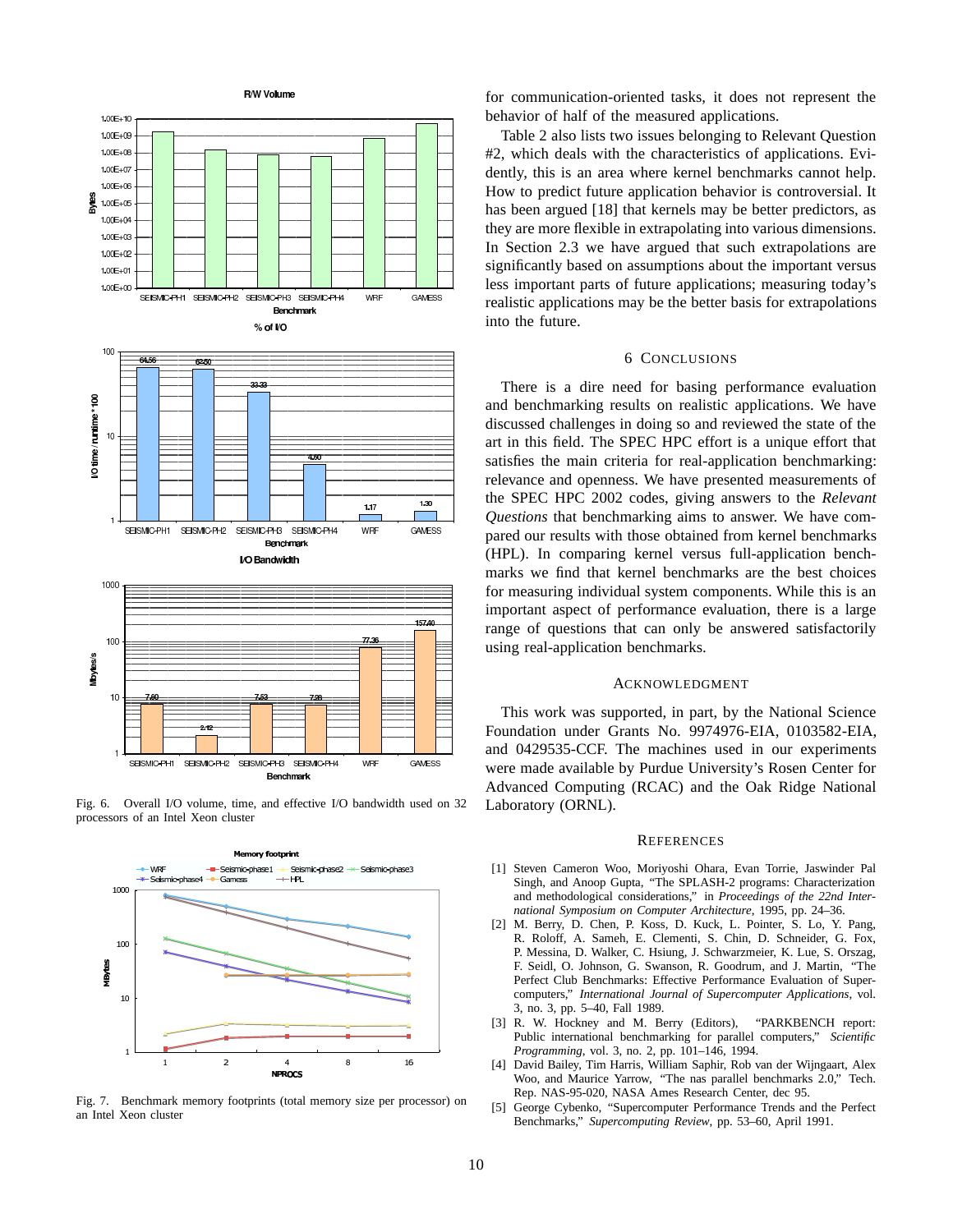Fig. 6. Overall I/O volume, time, and effective I/O bandwidth used on 32 processors of an Intel Xeon cluster

Fig. 7. Benchmark memory footprints (total memory size per processor) on an Intel Xeon cluster

for communication-oriented tasks, it does not represent the behavior of half of the measured applications.

Table 2 also lists two issues belonging to Relevant Question #2, which deals with the characteristics of applications. Evidently, this is an area where kernel benchmarks cannot help. How to predict future application behavior is controversial. It has been argued [18] that kernels may be better predictors, as they are more flexible in extrapolating into various dimensions. In Section 2.3 we have argued that such extrapolations are significantly based on assumptions about the important versus less important parts of future applications; measuring today's realistic applications may be the better basis for extrapolations into the future.

## 6 Conclusions

There is a dire need for basing performance evaluation and benchmarking results on realistic applications. We have discussed challenges in doing so and reviewed the state of the art in this field. The SPEC HPC effort is a unique effort that satisfies the main criteria for real-application benchmarking: relevance and openness. We have presented measurements of the SPEC HPC 2002 codes, giving answers to the *Relevant Questions* that benchmarking aims to answer. We have compared our results with those obtained from kernel benchmarks (HPL). In comparing kernel versus full-application benchmarks we find that kernel benchmarks are the best choices for measuring individual system components. While this is an important aspect of performance evaluation, there is a large range of questions that can only be answered satisfactorily using real-application benchmarks.

## Acknowledgment

This work was supported, in part, by the National Science Foundation under Grants No. 9974976-EIA, 0103582-EIA, and 0429535-CCF. The machines used in our experiments were made available by Purdue University's Rosen Center for Advanced Computing (RCAC) and the Oak Ridge National Laboratory (ORNL).

## References

[1] Steven Cameron Woo, Moriyoshi Ohara, Evan Torrie, Jaswinder Pal Singh, and Anoop Gupta, "The SPLASH-2 programs: Characterization and methodological considerations," in *Proceedings of the 22nd International Symposium on Computer Architecture*, 1995, pp. 24–36.

[2] M. Berry, D. Chen, P. Koss, D. Kuck, L. Pointer, S. Lo, Y. Pang, R. Roloff, A. Sameh, E. Clementi, S. Chin, D. Schneider, G. Fox, P. Messina, D. Walker, C. Hsiung, J. Schwarzmeier, K. Lue, S. Orszag, F. Seidl, O. Johnson, G. Swanson, R. Goodrum, and J. Martin, "The Perfect Club Benchmarks: Effective Performance Evaluation of Supercomputers," *International Journal of Supercomputer Applications*, vol. 3, no. 3, pp. 5–40, Fall 1989.

[3] R. W. Hockney and M. Berry (Editors), "PARKBENCH report: Public international benchmarking for parallel computers," *Scientific Programming*, vol. 3, no. 2, pp. 101–146, 1994.

[4] David Bailey, Tim Harris, William Saphir, Rob van der Wijngaart, Alex Woo, and Maurice Yarrow, "The nas parallel benchmarks 2.0," Tech. Rep. NAS-95-020, NASA Ames Research Center, dec 95.

[5] George Cybenko, "Supercomputer Performance Trends and the Perfect Benchmarks," *Supercomputing Review*, pp. 53–60, April 1991.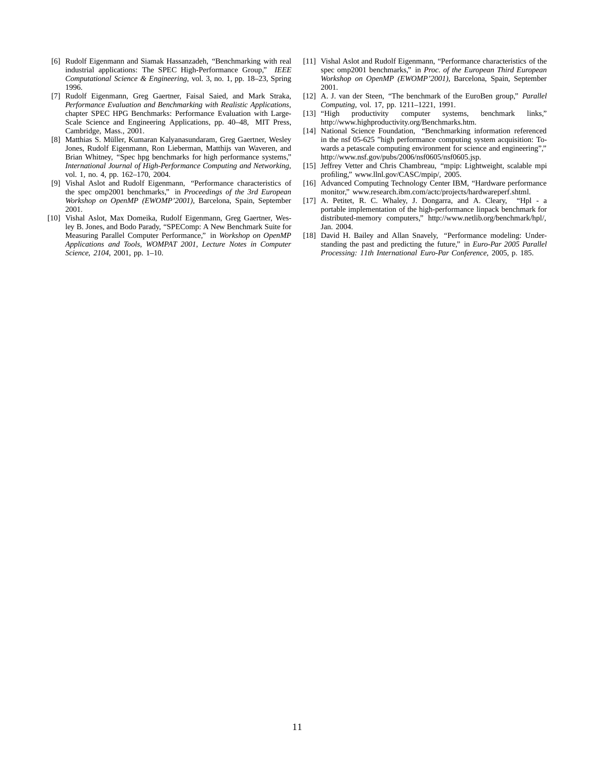[6] Rudolf Eigenmann and Siamak Hassanzadeh, "Benchmarking with real industrial applications: The SPEC High-Performance Group," *IEEE Computational Science & Engineering*, vol. 3, no. 1, pp. 18–23, Spring 1996.

[7] Rudolf Eigenmann, Greg Gaertner, Faisal Saied, and Mark Straka, *Performance Evaluation and Benchmarking with Realistic Applications*, chapter SPEC HPG Benchmarks: Performance Evaluation with Large-Scale Science and Engineering Applications, pp. 40–48, MIT Press, Cambridge, Mass., 2001.

[8] Matthias S. Müller, Kumaran Kalyanasundaram, Greg Gaertner, Wesley Jones, Rudolf Eigenmann, Ron Lieberman, Matthijs van Waveren, and Brian Whitney, "Spec hpg benchmarks for high performance systems," *International Journal of High-Performance Computing and Networking*, vol. 1, no. 4, pp. 162–170, 2004.

[9] Vishal Aslot and Rudolf Eigenmann, "Performance characteristics of the spec omp2001 benchmarks," in *Proceedings of the 3rd European Workshop on OpenMP (EWOMP'2001)*, Barcelona, Spain, September 2001.

[10] Vishal Aslot, Max Domeika, Rudolf Eigenmann, Greg Gaertner, Wesley B. Jones, and Bodo Parady, "SPEComp: A New Benchmark Suite for Measuring Parallel Computer Performance," in *Workshop on OpenMP Applications and Tools, WOMPAT 2001, Lecture Notes in Computer Science, 2104*, 2001, pp. 1–10.

[11] Vishal Aslot and Rudolf Eigenmann, "Performance characteristics of the spec omp2001 benchmarks," in *Proc. of the European Third European Workshop on OpenMP (EWOMP'2001)*, Barcelona, Spain, September 2001.

[12] A. J. van der Steen, "The benchmark of the EuroBen group," *Parallel Computing*, vol. 17, pp. 1211–1221, 1991.

[13] "High productivity computer systems, benchmark links," http://www.highproductivity.org/Benchmarks.htm.

[14] National Science Foundation, "Benchmarking information referenced in the nsf 05-625 "high performance computing system acquisition: Towards a petascale computing environment for science and engineering"," http://www.nsf.gov/pubs/2006/nsf0605/nsf0605.jsp.

[15] Jeffrey Vetter and Chris Chambreau, "mpip: Lightweight, scalable mpi profiling," www.llnl.gov/CASC/mpip/, 2005.

[16] Advanced Computing Technology Center IBM, "Hardware performance monitor," www.research.ibm.com/actc/projects/hardwareperf.shtml.

[17] A. Petitet, R. C. Whaley, J. Dongarra, and A. Cleary, "Hpl - a portable implementation of the high-performance linpack benchmark for distributed-memory computers," http://www.netlib.org/benchmark/hpl/, Jan. 2004.

[18] David H. Bailey and Allan Snavely, "Performance modeling: Understanding the past and predicting the future," in *Euro-Par 2005 Parallel Processing: 11th International Euro-Par Conference*, 2005, p. 185.